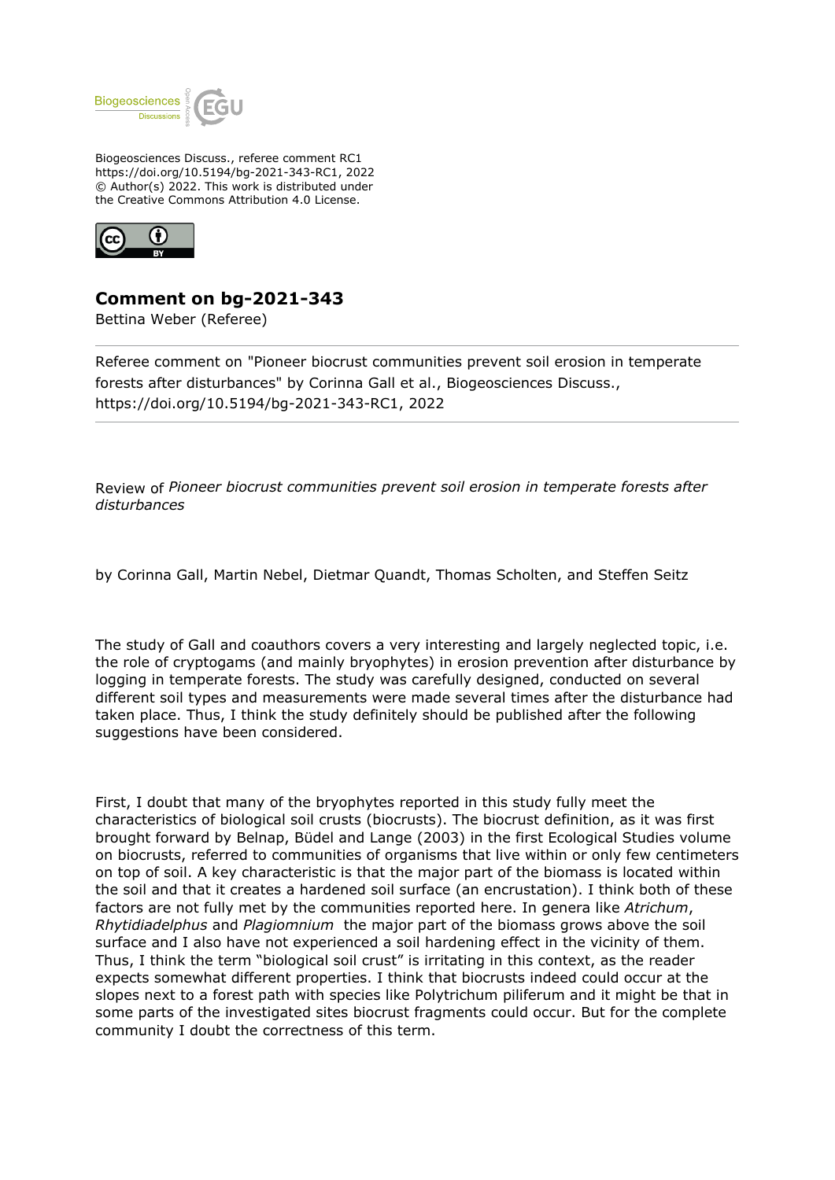Biogeosciences Discuss., referee comment RC1
https://doi.org/10.5194/bg-2021-343-RC1, 2022
© Author(s) 2022. This work is distributed under
the Creative Commons Attribution 4.0 License.

## Comment on bg-2021-343

Bettina Weber (Referee)

Referee comment on "Pioneer biocrust communities prevent soil erosion in temperate forests after disturbances" by Corinna Gall et al., Biogeosciences Discuss., https://doi.org/10.5194/bg-2021-343-RC1, 2022

---

Review of *Pioneer biocrust communities prevent soil erosion in temperate forests after disturbances*

by Corinna Gall, Martin Nebel, Dietmar Quandt, Thomas Scholten, and Steffen Seitz

The study of Gall and coauthors covers a very interesting and largely neglected topic, i.e. the role of cryptogams (and mainly bryophytes) in erosion prevention after disturbance by logging in temperate forests. The study was carefully designed, conducted on several different soil types and measurements were made several times after the disturbance had taken place. Thus, I think the study definitely should be published after the following suggestions have been considered.

First, I doubt that many of the bryophytes reported in this study fully meet the characteristics of biological soil crusts (biocrusts). The biocrust definition, as it was first brought forward by Belnap, Büdel and Lange (2003) in the first Ecological Studies volume on biocrusts, referred to communities of organisms that live within or only few centimeters on top of soil. A key characteristic is that the major part of the biomass is located within the soil and that it creates a hardened soil surface (an encrustation). I think both of these factors are not fully met by the communities reported here. In genera like *Atrichum*, *Rhytidiadelphus* and *Plagiomnium* the major part of the biomass grows above the soil surface and I also have not experienced a soil hardening effect in the vicinity of them. Thus, I think the term "biological soil crust" is irritating in this context, as the reader expects somewhat different properties. I think that biocrusts indeed could occur at the slopes next to a forest path with species like Polytrichum piliferum and it might be that in some parts of the investigated sites biocrust fragments could occur. But for the complete community I doubt the correctness of this term.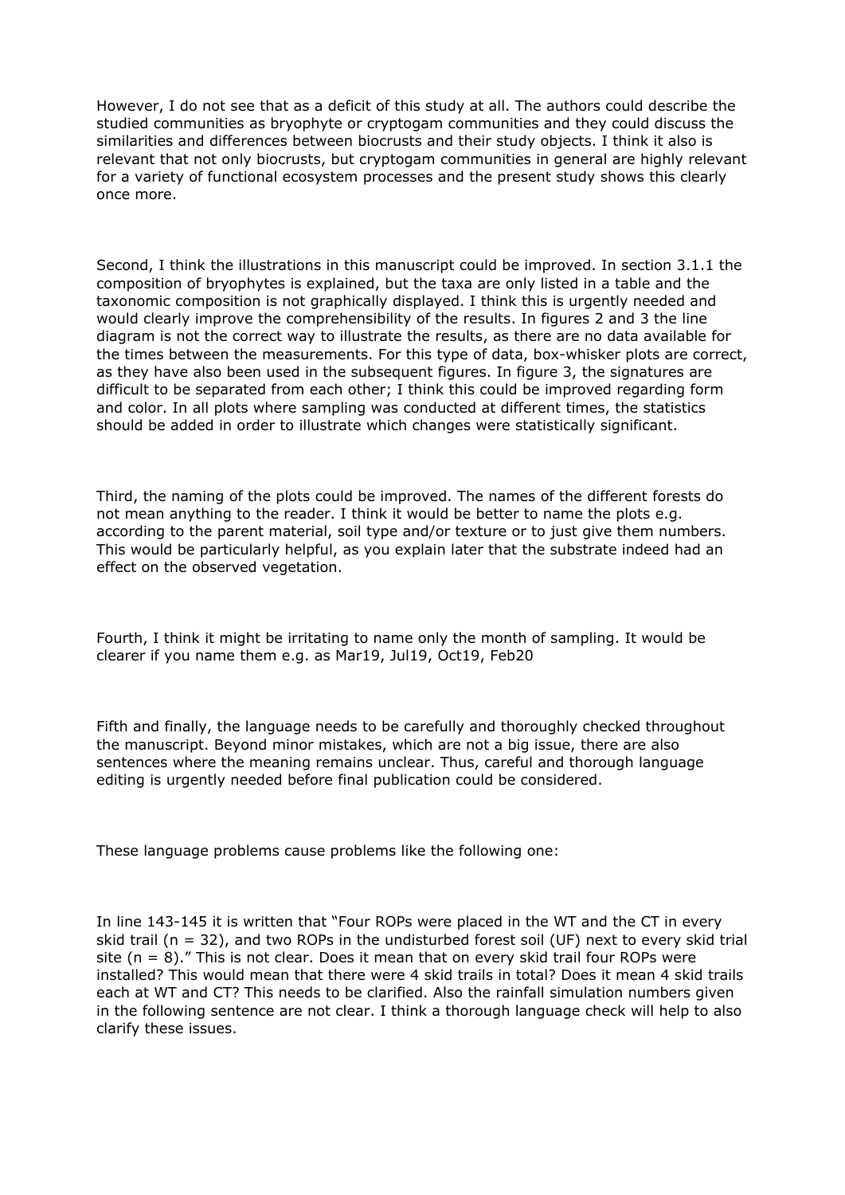However, I do not see that as a deficit of this study at all. The authors could describe the studied communities as bryophyte or cryptogam communities and they could discuss the similarities and differences between biocrusts and their study objects. I think it also is relevant that not only biocrusts, but cryptogam communities in general are highly relevant for a variety of functional ecosystem processes and the present study shows this clearly once more.

Second, I think the illustrations in this manuscript could be improved. In section 3.1.1 the composition of bryophytes is explained, but the taxa are only listed in a table and the taxonomic composition is not graphically displayed. I think this is urgently needed and would clearly improve the comprehensibility of the results. In figures 2 and 3 the line diagram is not the correct way to illustrate the results, as there are no data available for the times between the measurements. For this type of data, box-whisker plots are correct, as they have also been used in the subsequent figures. In figure 3, the signatures are difficult to be separated from each other; I think this could be improved regarding form and color. In all plots where sampling was conducted at different times, the statistics should be added in order to illustrate which changes were statistically significant.

Third, the naming of the plots could be improved. The names of the different forests do not mean anything to the reader. I think it would be better to name the plots e.g. according to the parent material, soil type and/or texture or to just give them numbers. This would be particularly helpful, as you explain later that the substrate indeed had an effect on the observed vegetation.

Fourth, I think it might be irritating to name only the month of sampling. It would be clearer if you name them e.g. as Mar19, Jul19, Oct19, Feb20

Fifth and finally, the language needs to be carefully and thoroughly checked throughout the manuscript. Beyond minor mistakes, which are not a big issue, there are also sentences where the meaning remains unclear. Thus, careful and thorough language editing is urgently needed before final publication could be considered.

These language problems cause problems like the following one:

In line 143-145 it is written that "Four ROPs were placed in the WT and the CT in every skid trail (n = 32), and two ROPs in the undisturbed forest soil (UF) next to every skid trial site (n = 8)." This is not clear. Does it mean that on every skid trail four ROPs were installed? This would mean that there were 4 skid trails in total? Does it mean 4 skid trails each at WT and CT? This needs to be clarified. Also the rainfall simulation numbers given in the following sentence are not clear. I think a thorough language check will help to also clarify these issues.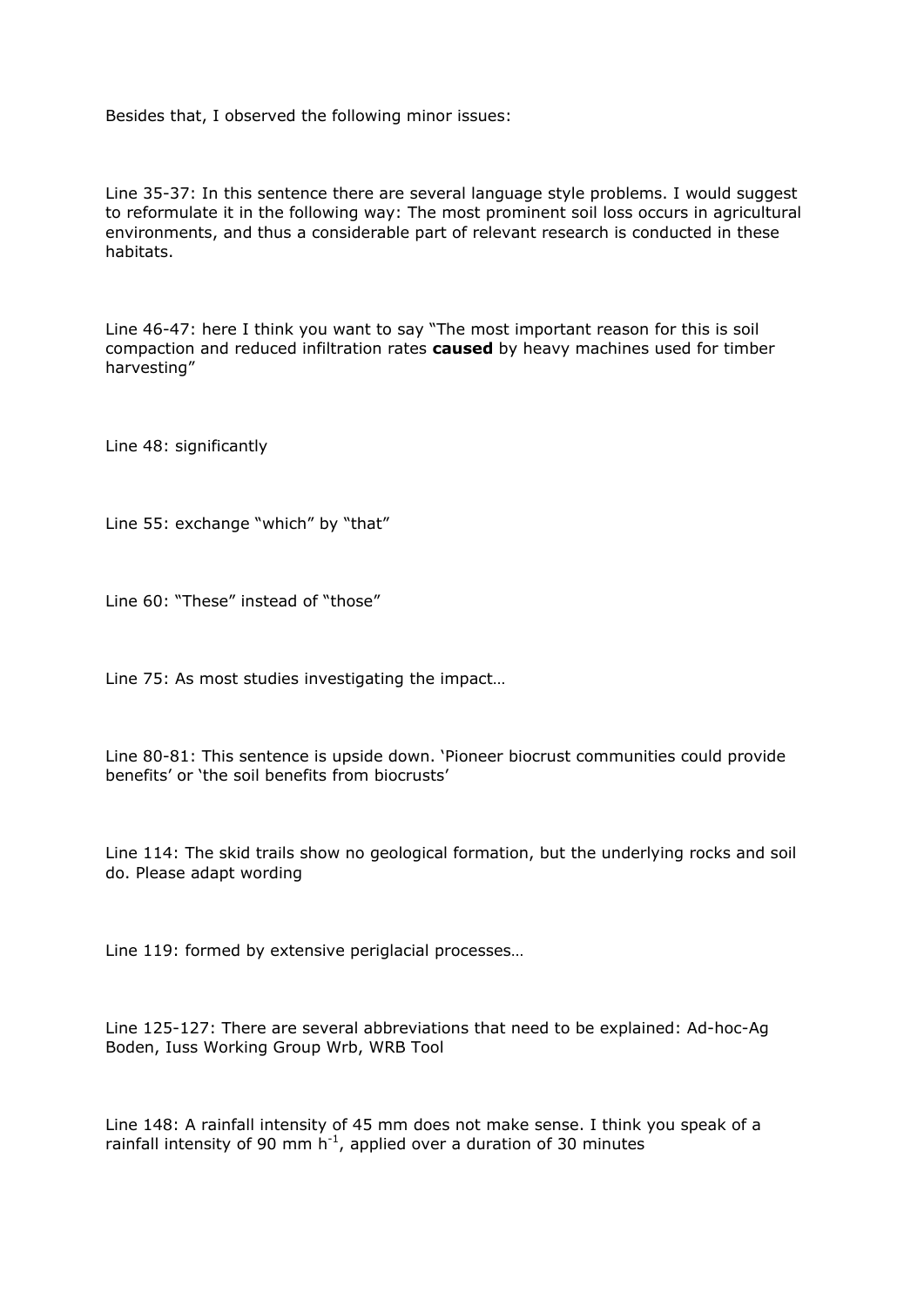Besides that, I observed the following minor issues:

Line 35-37: In this sentence there are several language style problems. I would suggest to reformulate it in the following way: The most prominent soil loss occurs in agricultural environments, and thus a considerable part of relevant research is conducted in these habitats.

Line 46-47: here I think you want to say "The most important reason for this is soil compaction and reduced infiltration rates **caused** by heavy machines used for timber harvesting"

Line 48: significantly

Line 55: exchange "which" by "that"

Line 60: "These" instead of "those"

Line 75: As most studies investigating the impact…

Line 80-81: This sentence is upside down. 'Pioneer biocrust communities could provide benefits' or 'the soil benefits from biocrusts'

Line 114: The skid trails show no geological formation, but the underlying rocks and soil do. Please adapt wording

Line 119: formed by extensive periglacial processes…

Line 125-127: There are several abbreviations that need to be explained: Ad-hoc-Ag Boden, Iuss Working Group Wrb, WRB Tool

Line 148: A rainfall intensity of 45 mm does not make sense. I think you speak of a rainfall intensity of 90 mm $h^{-1}$, applied over a duration of 30 minutes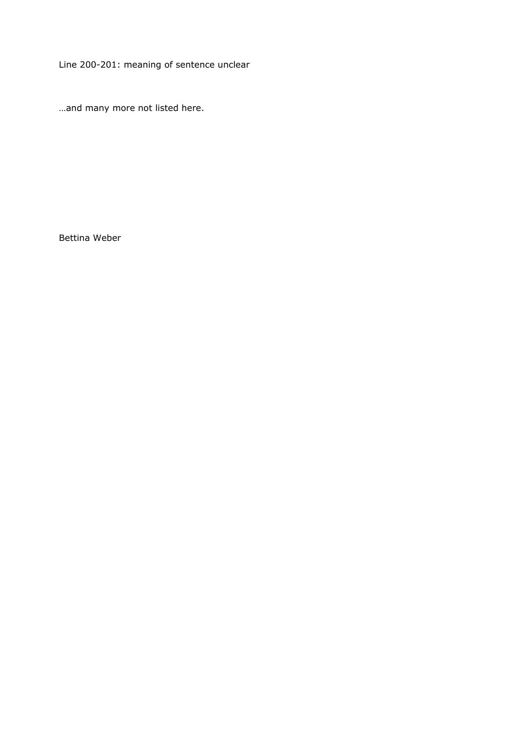Line 200-201: meaning of sentence unclear

…and many more not listed here.

Bettina Weber